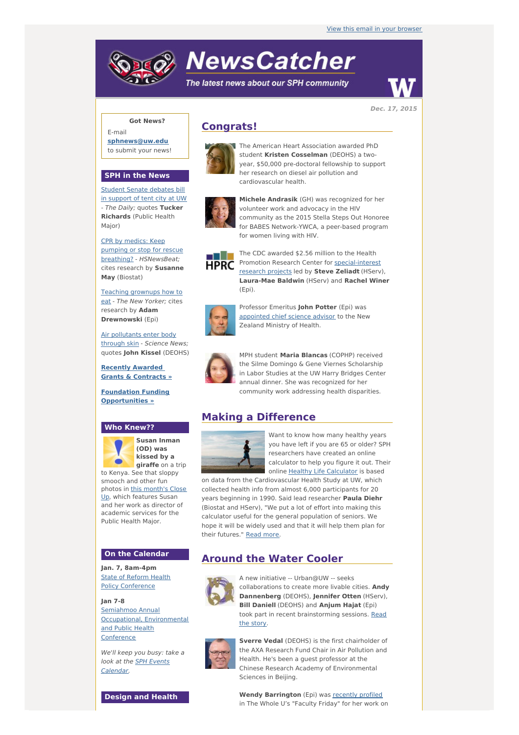View this email in your browser

# NewsCatcher

The latest news about our SPH community

**Dec. 17, 2015**

**Got News?**

E-mail **sphnews@uw.edu** to submit your news!

## SPH in the News

Student Senate debates bill in support of tent city at UW - *The Daily;* quotes **Tucker Richards** (Public Health Major)

CPR by medics: Keep pumping or stop for rescue breathing? - *HSNewsBeat;* cites research by **Susanne May** (Biostat)

Teaching grownups how to eat - *The New Yorker;* cites research by **Adam Drewnowski** (Epi)

Air pollutants enter body through skin - *Science News;* quotes **John Kissel** (DEOHS)

**Recently Awarded Grants & Contracts »**

**Foundation Funding Opportunities »**

## Who Knew??

**Susan Inman (OD) was kissed by a giraffe** on a trip to Kenya. See that sloppy smooch and other fun photos in this month's Close Up, which features Susan and her work as director of academic services for the Public Health Major.

## On the Calendar

**Jan. 7, 8am-4pm**
State of Reform Health Policy Conference

**Jan 7-8**
Semiahmoo Annual Occupational, Environmental and Public Health Conference

*We'll keep you busy: take a look at the SPH Events Calendar.*

## Design and Health

## Congrats!

The American Heart Association awarded PhD student **Kristen Cosselman** (DEOHS) a two-year, $50,000 pre-doctoral fellowship to support her research on diesel air pollution and cardiovascular health.

**Michele Andrasik** (GH) was recognized for her volunteer work and advocacy in the HIV community as the 2015 Stella Steps Out Honoree for BABES Network-YWCA, a peer-based program for women living with HIV.

The CDC awarded $2.56 million to the Health Promotion Research Center for special-interest research projects led by **Steve Zeliadt** (HServ), **Laura-Mae Baldwin** (HServ) and **Rachel Winer** (Epi).

Professor Emeritus **John Potter** (Epi) was appointed chief science advisor to the New Zealand Ministry of Health.

MPH student **Maria Blancas** (COPHP) received the Silme Domingo & Gene Viernes Scholarship in Labor Studies at the UW Harry Bridges Center annual dinner. She was recognized for her community work addressing health disparities.

## Making a Difference

Want to know how many healthy years you have left if you are 65 or older? SPH researchers have created an online calculator to help you figure it out. Their online Healthy Life Calculator is based on data from the Cardiovascular Health Study at UW, which collected health info from almost 6,000 participants for 20 years beginning in 1990. Said lead researcher **Paula Diehr** (Biostat and HServ), "We put a lot of effort into making this calculator useful for the general population of seniors. We hope it will be widely used and that it will help them plan for their futures." Read more.

## Around the Water Cooler

A new initiative -- Urban@UW -- seeks collaborations to create more livable cities. **Andy Dannenberg** (DEOHS), **Jennifer Otten** (HServ), **Bill Daniell** (DEOHS) and **Anjum Hajat** (Epi) took part in recent brainstorming sessions. Read the story.

**Sverre Vedal** (DEOHS) is the first chairholder of the AXA Research Fund Chair in Air Pollution and Health. He's been a guest professor at the Chinese Research Academy of Environmental Sciences in Beijing.

**Wendy Barrington** (Epi) was recently profiled in The Whole U's "Faculty Friday" for her work on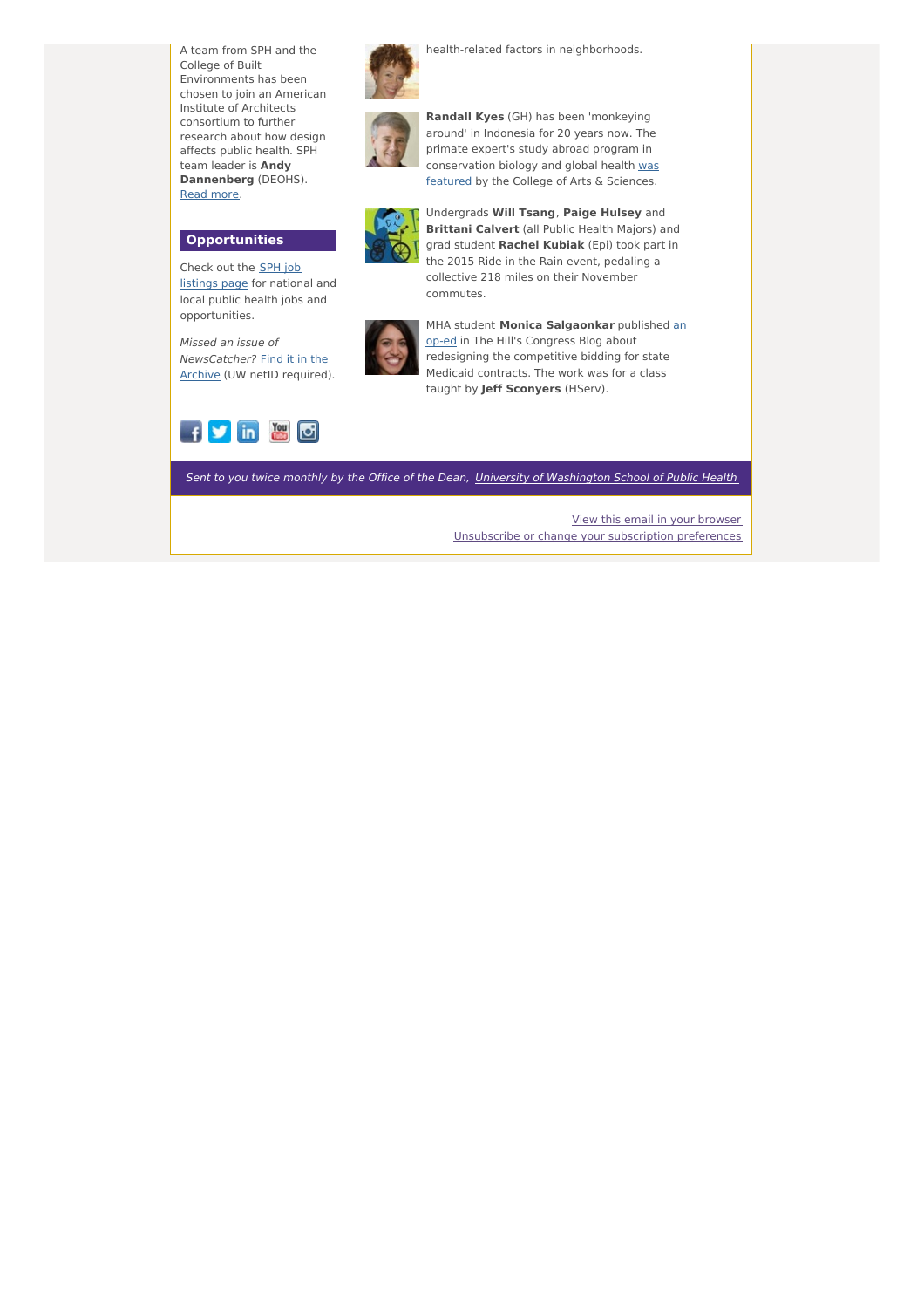A team from SPH and the College of Built Environments has been chosen to join an American Institute of Architects consortium to further research about how design affects public health. SPH team leader is **Andy Dannenberg** (DEOHS). Read more.

## Opportunities

Check out the SPH job listings page for national and local public health jobs and opportunities.

*Missed an issue of NewsCatcher?* Find it in the Archive (UW netID required).

health-related factors in neighborhoods.

**Randall Kyes** (GH) has been 'monkeying around' in Indonesia for 20 years now. The primate expert's study abroad program in conservation biology and global health was featured by the College of Arts & Sciences.

Undergrads **Will Tsang**, **Paige Hulsey** and **Brittani Calvert** (all Public Health Majors) and grad student **Rachel Kubiak** (Epi) took part in the 2015 Ride in the Rain event, pedaling a collective 218 miles on their November commutes.

MHA student **Monica Salgaonkar** published an op-ed in The Hill's Congress Blog about redesigning the competitive bidding for state Medicaid contracts. The work was for a class taught by **Jeff Sconyers** (HServ).

*Sent to you twice monthly by the Office of the Dean, University of Washington School of Public Health*

View this email in your browser
Unsubscribe or change your subscription preferences